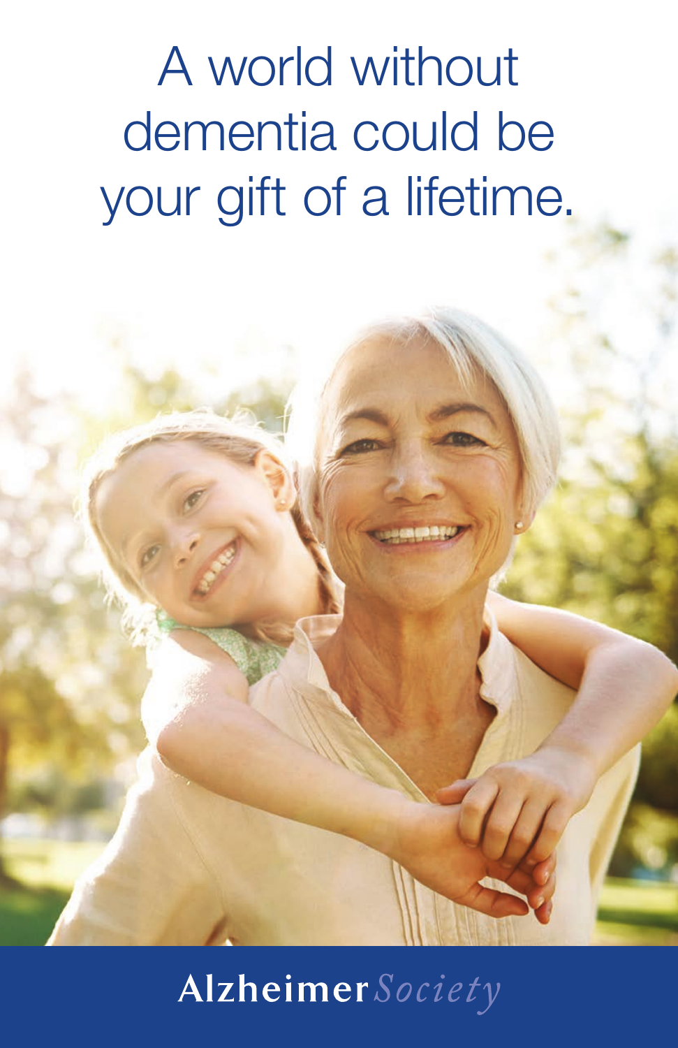# A world without dementia could be your gift of a lifetime.

Alzheimer Society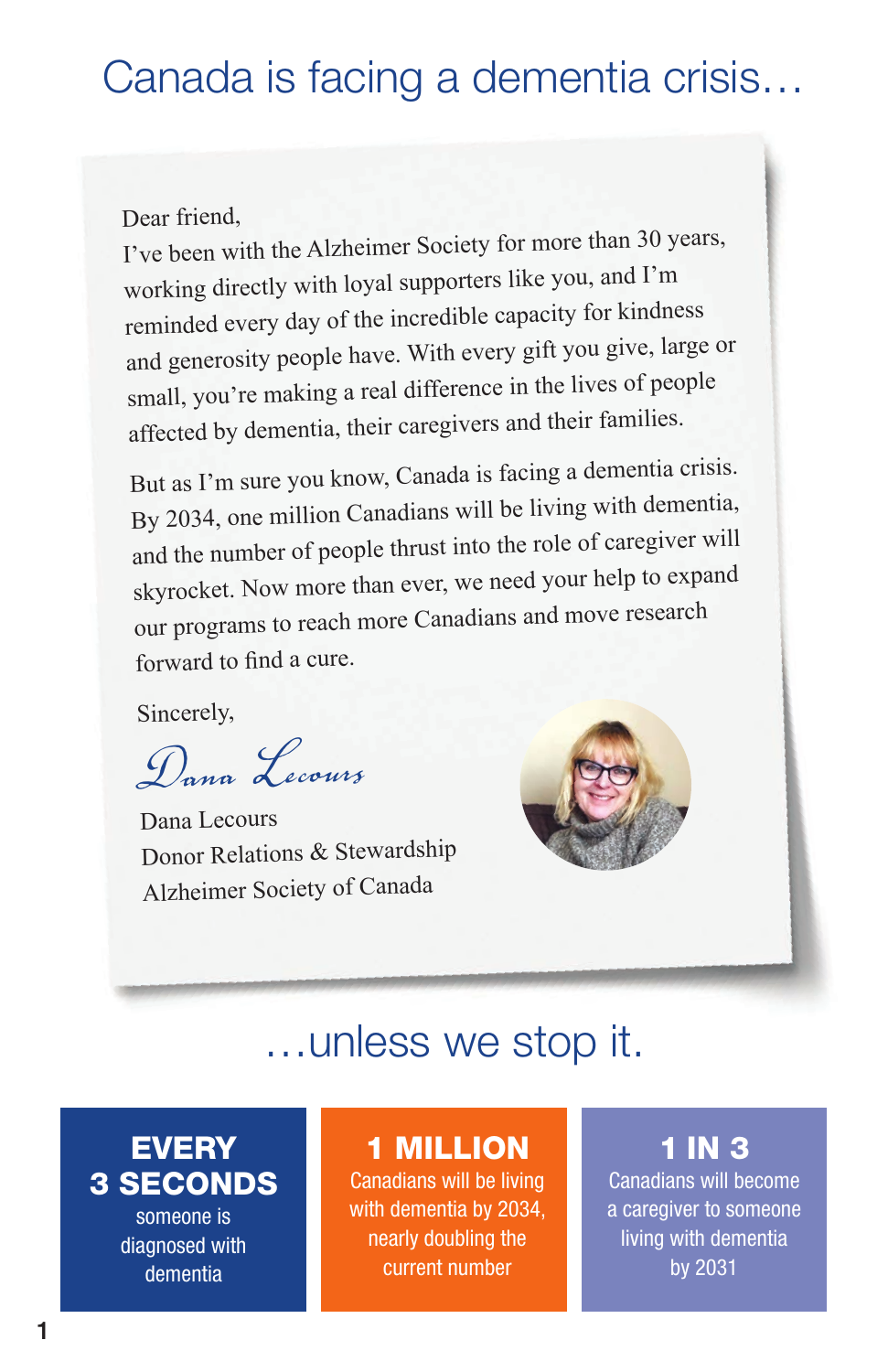# Canada is facing a dementia crisis…

Dear friend,

I've been with the Alzheimer Society for more than 30 years, working directly with loyal supporters like you, and I'm reminded every day of the incredible capacity for kindness and generosity people have. With every gift you give, large or small, you're making a real difference in the lives of people affected by dementia, their caregivers and their families.

But as I'm sure you know, Canada is facing a dementia crisis. By 2034, one million Canadians will be living with dementia, and the number of people thrust into the role of caregiver will skyrocket. Now more than ever, we need your help to expand our programs to reach more Canadians and move research forward to find a cure.

Sincerely,

*Dana Lecours*

Dana Lecours
Donor Relations & Stewardship
Alzheimer Society of Canada

# …unless we stop it.

**EVERY 3 SECONDS**
someone is diagnosed with dementia

**1 MILLION**
Canadians will be living with dementia by 2034, nearly doubling the current number

**1 IN 3**
Canadians will become a caregiver to someone living with dementia by 2031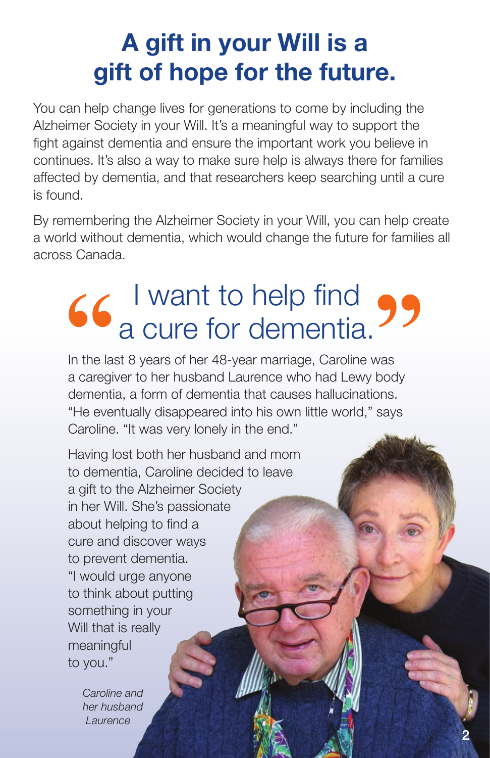# A gift in your Will is a gift of hope for the future.

You can help change lives for generations to come by including the Alzheimer Society in your Will. It's a meaningful way to support the fight against dementia and ensure the important work you believe in continues. It's also a way to make sure help is always there for families affected by dementia, and that researchers keep searching until a cure is found.

By remembering the Alzheimer Society in your Will, you can help create a world without dementia, which would change the future for families all across Canada.

## "I want to help find a cure for dementia."

In the last 8 years of her 48-year marriage, Caroline was a caregiver to her husband Laurence who had Lewy body dementia, a form of dementia that causes hallucinations. "He eventually disappeared into his own little world," says Caroline. "It was very lonely in the end."

Having lost both her husband and mom to dementia, Caroline decided to leave a gift to the Alzheimer Society in her Will. She's passionate about helping to find a cure and discover ways to prevent dementia. "I would urge anyone to think about putting something in your Will that is really meaningful to you."

*Caroline and her husband Laurence*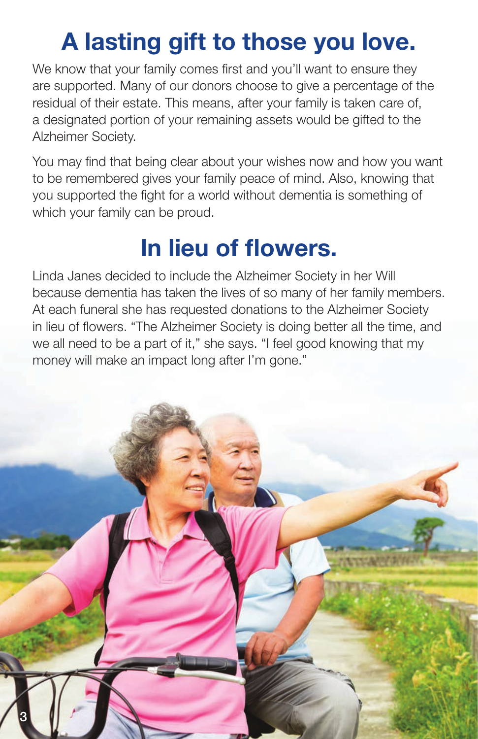# A lasting gift to those you love.

We know that your family comes first and you'll want to ensure they are supported. Many of our donors choose to give a percentage of the residual of their estate. This means, after your family is taken care of, a designated portion of your remaining assets would be gifted to the Alzheimer Society.

You may find that being clear about your wishes now and how you want to be remembered gives your family peace of mind. Also, knowing that you supported the fight for a world without dementia is something of which your family can be proud.

# In lieu of flowers.

Linda Janes decided to include the Alzheimer Society in her Will because dementia has taken the lives of so many of her family members. At each funeral she has requested donations to the Alzheimer Society in lieu of flowers. "The Alzheimer Society is doing better all the time, and we all need to be a part of it," she says. "I feel good knowing that my money will make an impact long after I'm gone."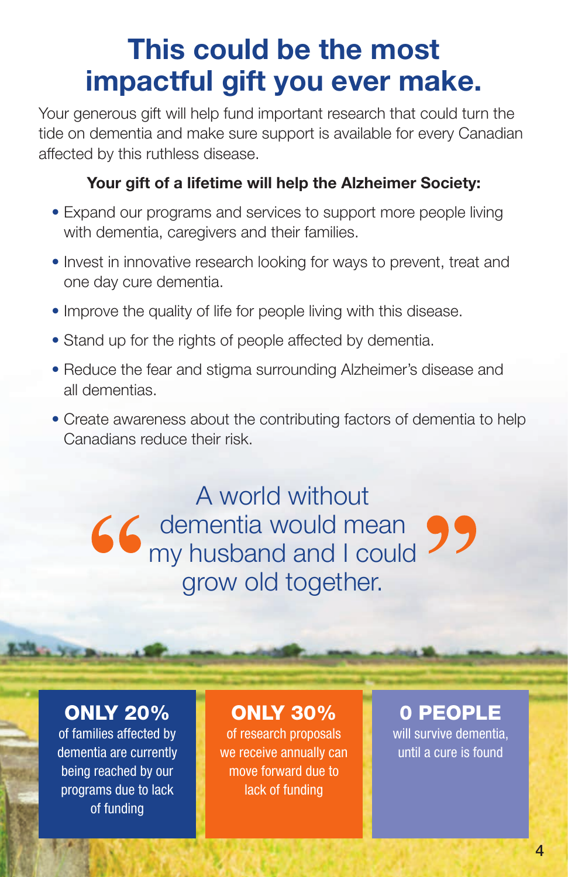# This could be the most impactful gift you ever make.

Your generous gift will help fund important research that could turn the tide on dementia and make sure support is available for every Canadian affected by this ruthless disease.

**Your gift of a lifetime will help the Alzheimer Society:**

- Expand our programs and services to support more people living with dementia, caregivers and their families.
- Invest in innovative research looking for ways to prevent, treat and one day cure dementia.
- Improve the quality of life for people living with this disease.
- Stand up for the rights of people affected by dementia.
- Reduce the fear and stigma surrounding Alzheimer's disease and all dementias.
- Create awareness about the contributing factors of dementia to help Canadians reduce their risk.

> "A world without dementia would mean my husband and I could grow old together."

**ONLY 20%**
of families affected by dementia are currently being reached by our programs due to lack of funding

**ONLY 30%**
of research proposals we receive annually can move forward due to lack of funding

**0 PEOPLE**
will survive dementia, until a cure is found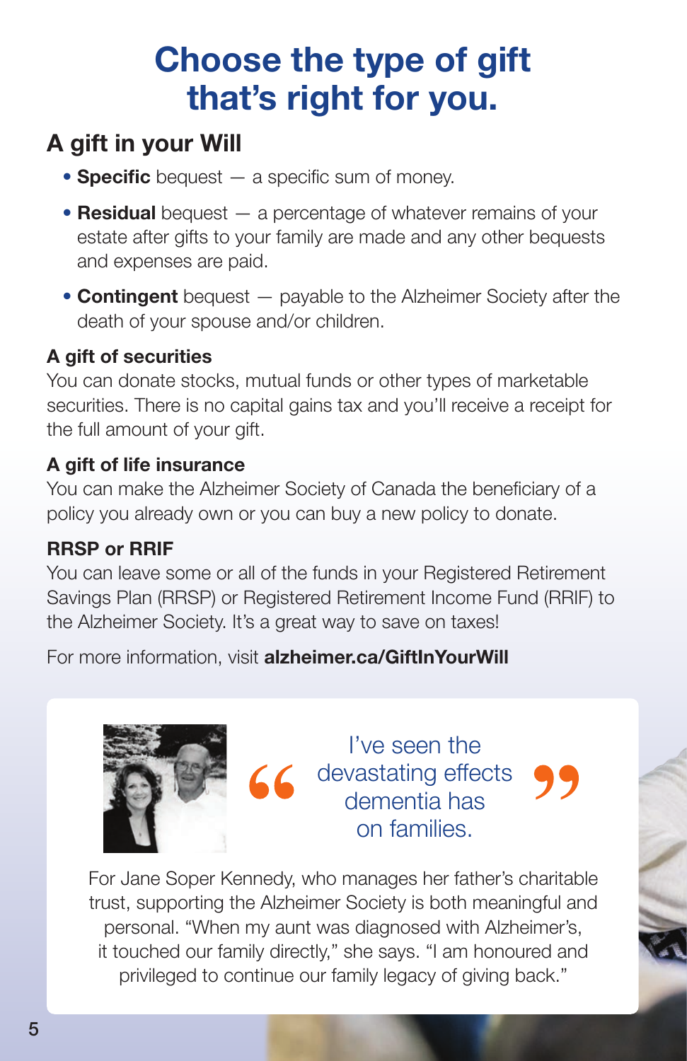# Choose the type of gift that's right for you.

## A gift in your Will

- **Specific** bequest — a specific sum of money.
- **Residual** bequest — a percentage of whatever remains of your estate after gifts to your family are made and any other bequests and expenses are paid.
- **Contingent** bequest — payable to the Alzheimer Society after the death of your spouse and/or children.

### A gift of securities

You can donate stocks, mutual funds or other types of marketable securities. There is no capital gains tax and you'll receive a receipt for the full amount of your gift.

### A gift of life insurance

You can make the Alzheimer Society of Canada the beneficiary of a policy you already own or you can buy a new policy to donate.

### RRSP or RRIF

You can leave some or all of the funds in your Registered Retirement Savings Plan (RRSP) or Registered Retirement Income Fund (RRIF) to the Alzheimer Society. It's a great way to save on taxes!

For more information, visit **alzheimer.ca/GiftInYourWill**

> "I've seen the devastating effects dementia has on families."

For Jane Soper Kennedy, who manages her father's charitable trust, supporting the Alzheimer Society is both meaningful and personal. "When my aunt was diagnosed with Alzheimer's, it touched our family directly," she says. "I am honoured and privileged to continue our family legacy of giving back."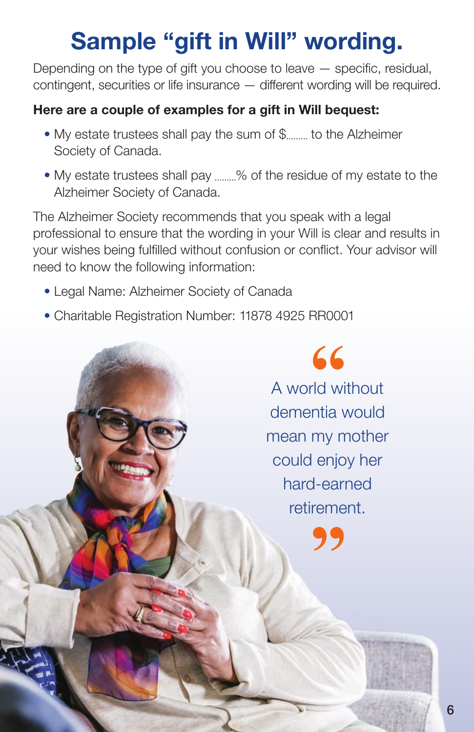# Sample "gift in Will" wording.

Depending on the type of gift you choose to leave — specific, residual, contingent, securities or life insurance — different wording will be required.

**Here are a couple of examples for a gift in Will bequest:**

- My estate trustees shall pay the sum of $......... to the Alzheimer Society of Canada.
- My estate trustees shall pay .........% of the residue of my estate to the Alzheimer Society of Canada.

The Alzheimer Society recommends that you speak with a legal professional to ensure that the wording in your Will is clear and results in your wishes being fulfilled without confusion or conflict. Your advisor will need to know the following information:

- Legal Name: Alzheimer Society of Canada
- Charitable Registration Number: 11878 4925 RR0001

> "A world without dementia would mean my mother could enjoy her hard-earned retirement."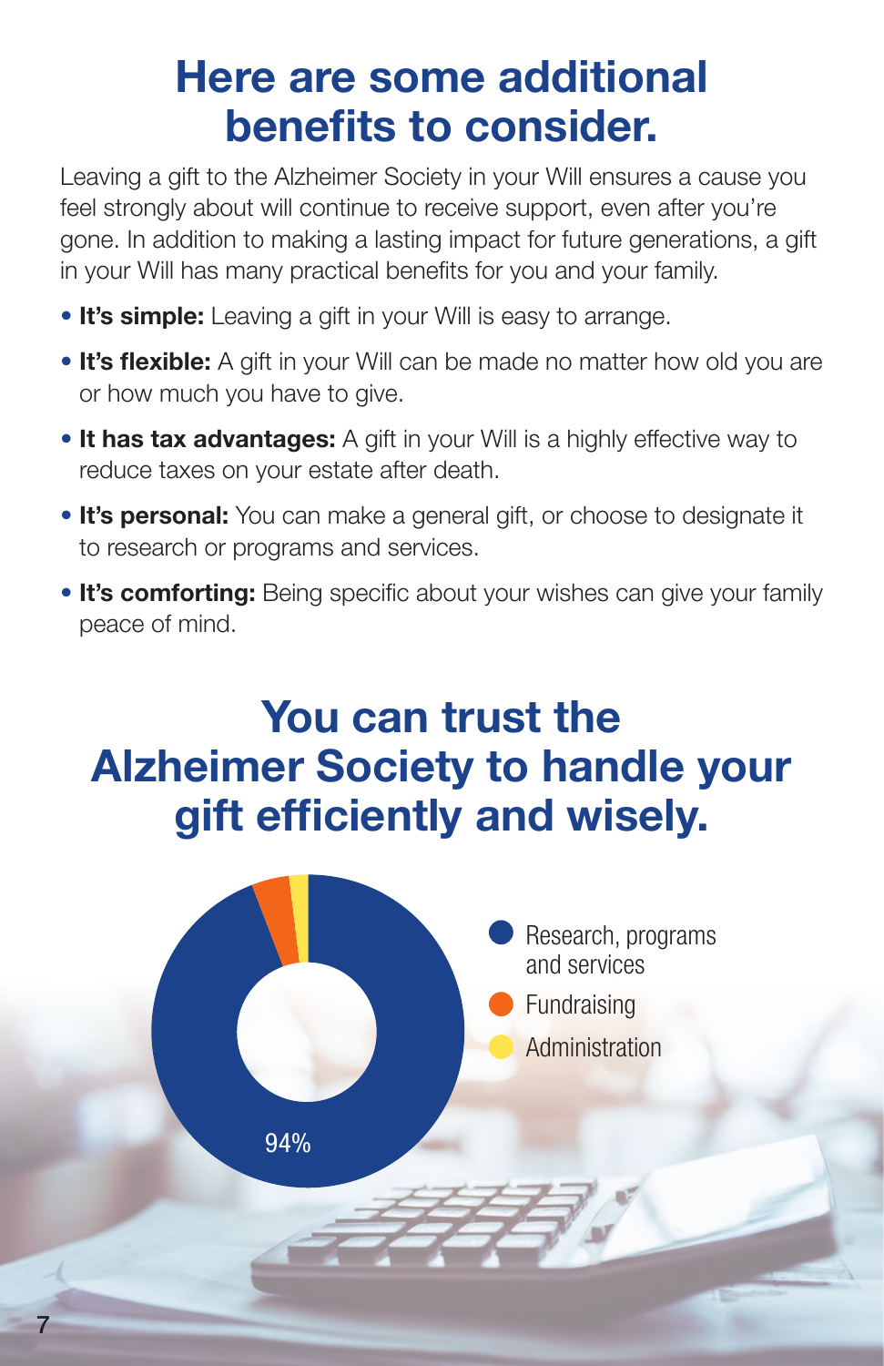# Here are some additional benefits to consider.

Leaving a gift to the Alzheimer Society in your Will ensures a cause you feel strongly about will continue to receive support, even after you're gone. In addition to making a lasting impact for future generations, a gift in your Will has many practical benefits for you and your family.

- **It's simple:** Leaving a gift in your Will is easy to arrange.
- **It's flexible:** A gift in your Will can be made no matter how old you are or how much you have to give.
- **It has tax advantages:** A gift in your Will is a highly effective way to reduce taxes on your estate after death.
- **It's personal:** You can make a general gift, or choose to designate it to research or programs and services.
- **It's comforting:** Being specific about your wishes can give your family peace of mind.

# You can trust the Alzheimer Society to handle your gift efficiently and wisely.

94%

- Research, programs and services
- Fundraising
- Administration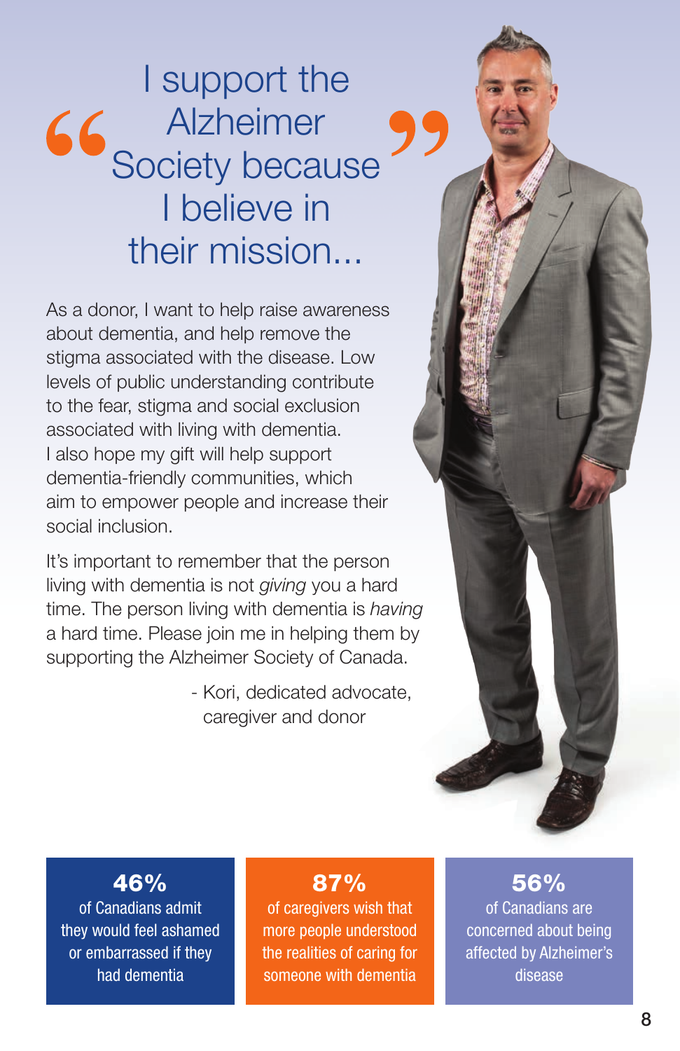# "I support the Alzheimer Society because I believe in their mission..."

As a donor, I want to help raise awareness about dementia, and help remove the stigma associated with the disease. Low levels of public understanding contribute to the fear, stigma and social exclusion associated with living with dementia. I also hope my gift will help support dementia-friendly communities, which aim to empower people and increase their social inclusion.

It's important to remember that the person living with dementia is not *giving* you a hard time. The person living with dementia is *having* a hard time. Please join me in helping them by supporting the Alzheimer Society of Canada.

- Kori, dedicated advocate, caregiver and donor

**46%**
of Canadians admit they would feel ashamed or embarrassed if they had dementia

**87%**
of caregivers wish that more people understood the realities of caring for someone with dementia

**56%**
of Canadians are concerned about being affected by Alzheimer's disease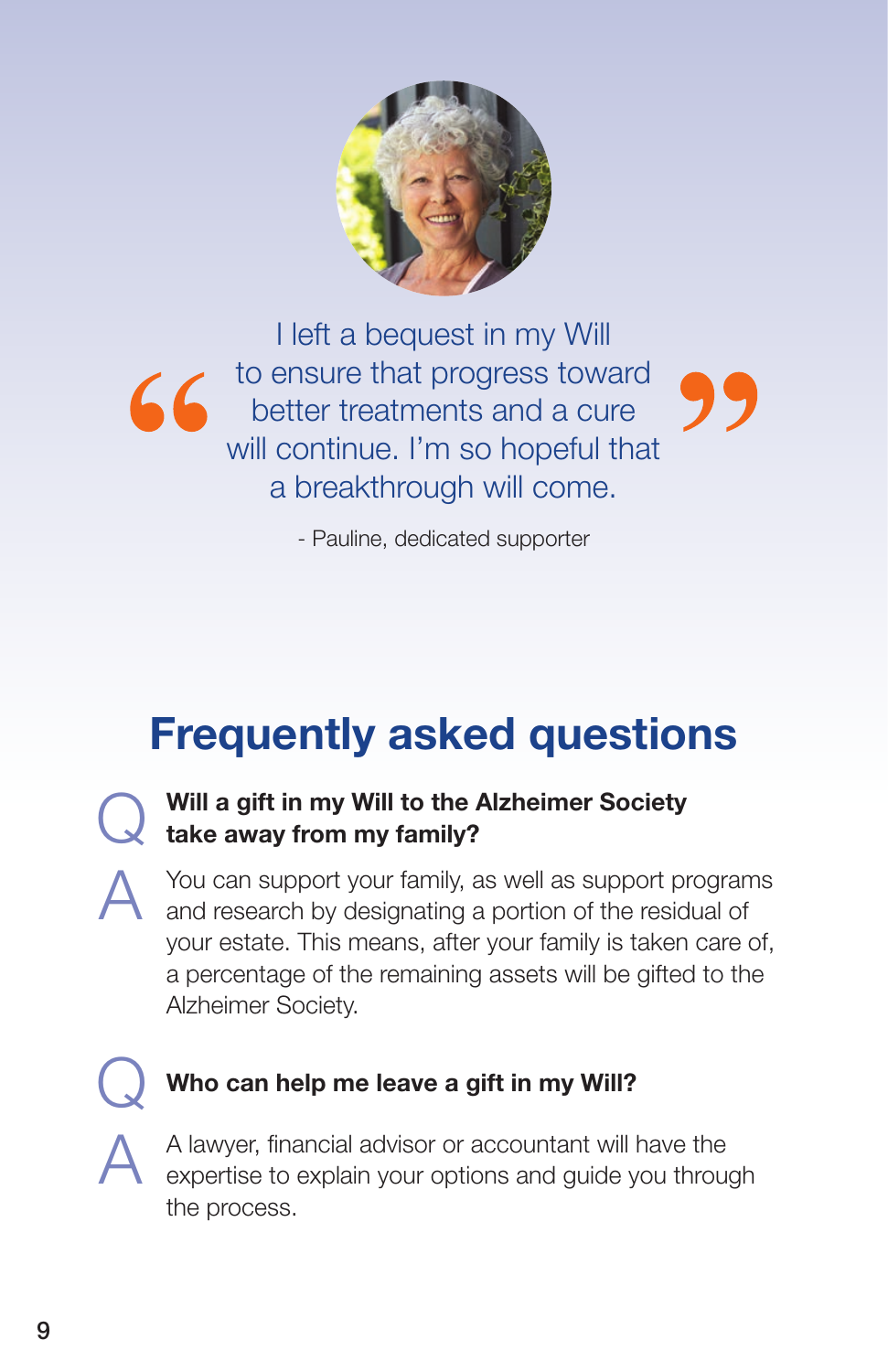> I left a bequest in my Will to ensure that progress toward better treatments and a cure will continue. I'm so hopeful that a breakthrough will come.
>
> \- Pauline, dedicated supporter

## Frequently asked questions

**Q** **Will a gift in my Will to the Alzheimer Society take away from my family?**

**A** You can support your family, as well as support programs and research by designating a portion of the residual of your estate. This means, after your family is taken care of, a percentage of the remaining assets will be gifted to the Alzheimer Society.

**Q** **Who can help me leave a gift in my Will?**

**A** A lawyer, financial advisor or accountant will have the expertise to explain your options and guide you through the process.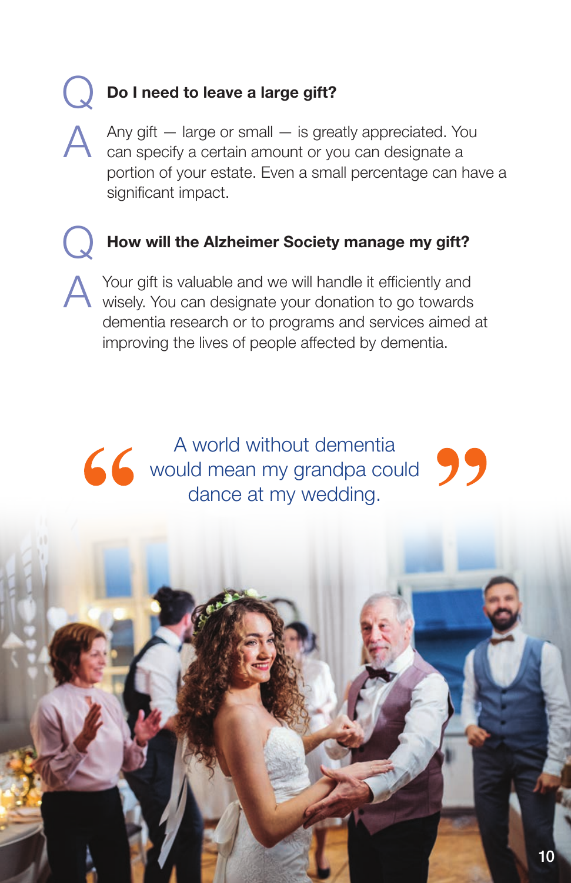**Q: Do I need to leave a large gift?**

**A:** Any gift — large or small — is greatly appreciated. You can specify a certain amount or you can designate a portion of your estate. Even a small percentage can have a significant impact.

**Q: How will the Alzheimer Society manage my gift?**

**A:** Your gift is valuable and we will handle it efficiently and wisely. You can designate your donation to go towards dementia research or to programs and services aimed at improving the lives of people affected by dementia.

> "A world without dementia would mean my grandpa could dance at my wedding."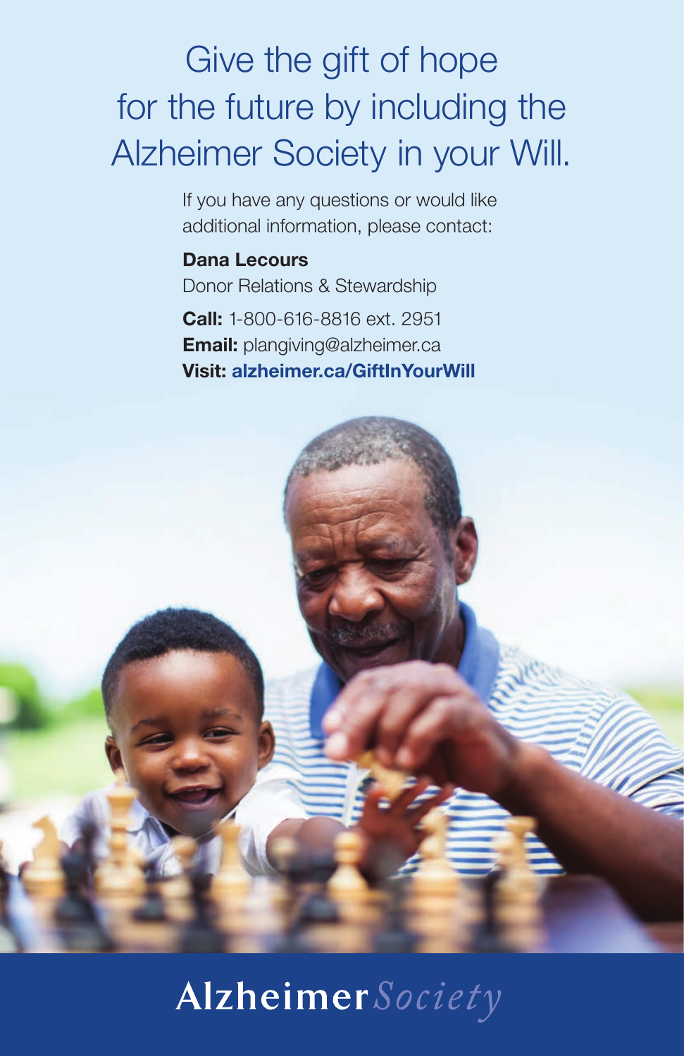# Give the gift of hope for the future by including the Alzheimer Society in your Will.

If you have any questions or would like additional information, please contact:

**Dana Lecours**
Donor Relations & Stewardship

**Call:** 1-800-616-8816 ext. 2951
**Email:** plangiving@alzheimer.ca
**Visit: alzheimer.ca/GiftInYourWill**

Alzheimer *Society*